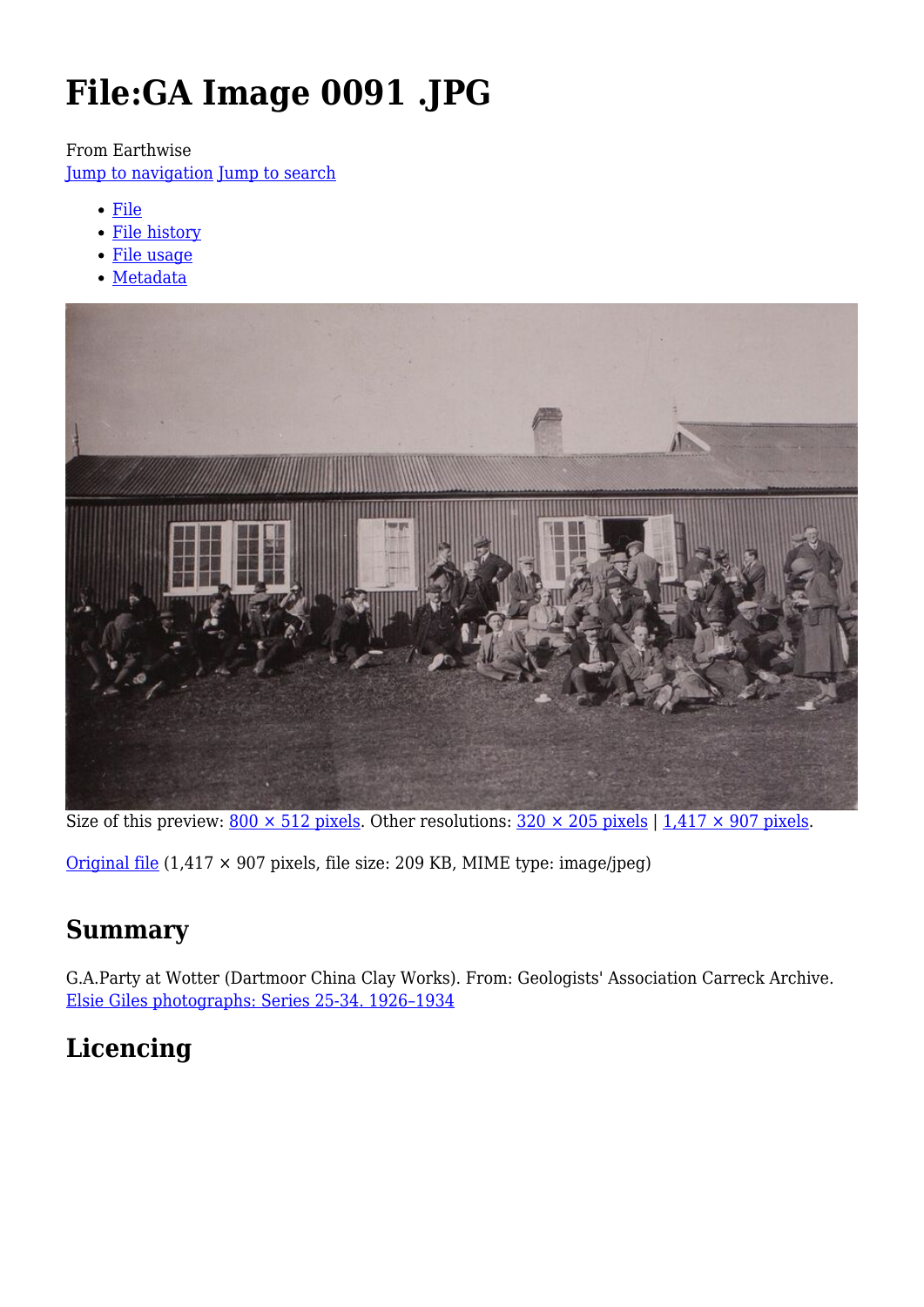# File:GA Image 0091 .JPG

From Earthwise

Jump to navigation Jump to search

- File
- File history
- File usage
- Metadata

Size of this preview: 800 × 512 pixels. Other resolutions: 320 × 205 pixels | 1,417 × 907 pixels.

Original file (1,417 × 907 pixels, file size: 209 KB, MIME type: image/jpeg)

## Summary

G.A.Party at Wotter (Dartmoor China Clay Works). From: Geologists' Association Carreck Archive. Elsie Giles photographs: Series 25-34. 1926–1934

## Licencing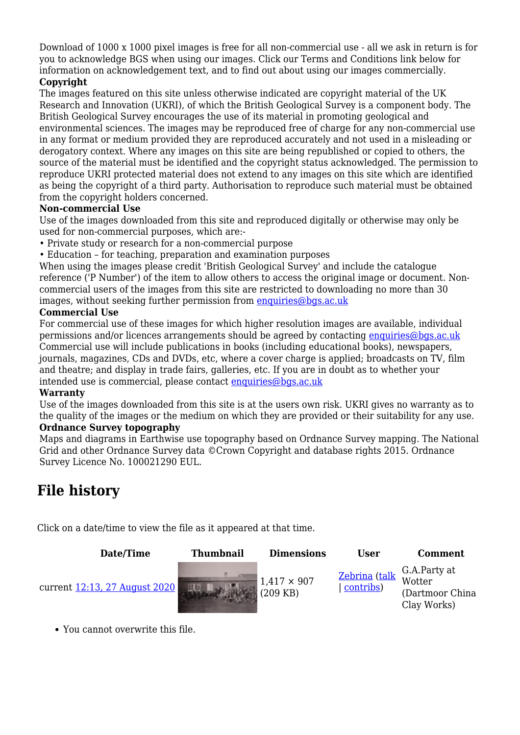Download of 1000 x 1000 pixel images is free for all non-commercial use - all we ask in return is for you to acknowledge BGS when using our images. Click our Terms and Conditions link below for information on acknowledgement text, and to find out about using our images commercially.

**Copyright**

The images featured on this site unless otherwise indicated are copyright material of the UK Research and Innovation (UKRI), of which the British Geological Survey is a component body. The British Geological Survey encourages the use of its material in promoting geological and environmental sciences. The images may be reproduced free of charge for any non-commercial use in any format or medium provided they are reproduced accurately and not used in a misleading or derogatory context. Where any images on this site are being republished or copied to others, the source of the material must be identified and the copyright status acknowledged. The permission to reproduce UKRI protected material does not extend to any images on this site which are identified as being the copyright of a third party. Authorisation to reproduce such material must be obtained from the copyright holders concerned.

**Non-commercial Use**

Use of the images downloaded from this site and reproduced digitally or otherwise may only be used for non-commercial purposes, which are:-

- Private study or research for a non-commercial purpose
- Education – for teaching, preparation and examination purposes

When using the images please credit 'British Geological Survey' and include the catalogue reference ('P Number') of the item to allow others to access the original image or document. Non-commercial users of the images from this site are restricted to downloading no more than 30 images, without seeking further permission from enquiries@bgs.ac.uk

**Commercial Use**

For commercial use of these images for which higher resolution images are available, individual permissions and/or licences arrangements should be agreed by contacting enquiries@bgs.ac.uk Commercial use will include publications in books (including educational books), newspapers, journals, magazines, CDs and DVDs, etc, where a cover charge is applied; broadcasts on TV, film and theatre; and display in trade fairs, galleries, etc. If you are in doubt as to whether your intended use is commercial, please contact enquiries@bgs.ac.uk

**Warranty**

Use of the images downloaded from this site is at the users own risk. UKRI gives no warranty as to the quality of the images or the medium on which they are provided or their suitability for any use.

**Ordnance Survey topography**

Maps and diagrams in Earthwise use topography based on Ordnance Survey mapping. The National Grid and other Ordnance Survey data ©Crown Copyright and database rights 2015. Ordnance Survey Licence No. 100021290 EUL.

# File history

Click on a date/time to view the file as it appeared at that time.

| Date/Time | Thumbnail | Dimensions | User | Comment |
|---|---|---|---|---|
| current 12:13, 27 August 2020 | | 1,417 × 907 (209 KB) | Zebrina (talk \| contribs) | G.A.Party at Wotter (Dartmoor China Clay Works) |

- You cannot overwrite this file.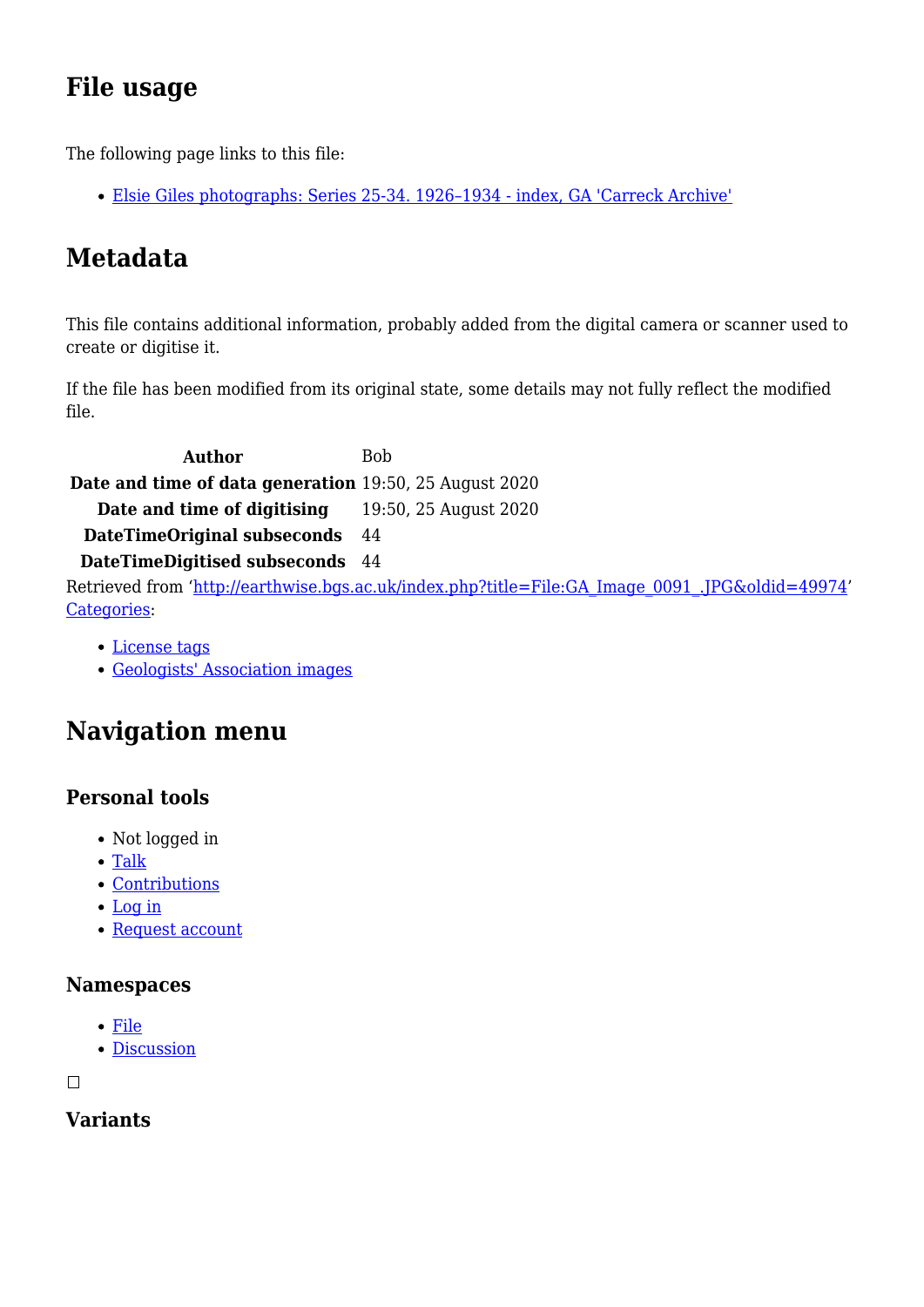## File usage

The following page links to this file:

- Elsie Giles photographs: Series 25-34. 1926–1934 - index, GA 'Carreck Archive'

## Metadata

This file contains additional information, probably added from the digital camera or scanner used to create or digitise it.

If the file has been modified from its original state, some details may not fully reflect the modified file.

| | |
|---|---|
| **Author** | Bob |
| **Date and time of data generation** | 19:50, 25 August 2020 |
| **Date and time of digitising** | 19:50, 25 August 2020 |
| **DateTimeOriginal subseconds** | 44 |
| **DateTimeDigitised subseconds** | 44 |

Retrieved from 'http://earthwise.bgs.ac.uk/index.php?title=File:GA_Image_0091_.JPG&oldid=49974'
Categories:

- License tags
- Geologists' Association images

## Navigation menu

### Personal tools

- Not logged in
- Talk
- Contributions
- Log in
- Request account

### Namespaces

- File
- Discussion

### Variants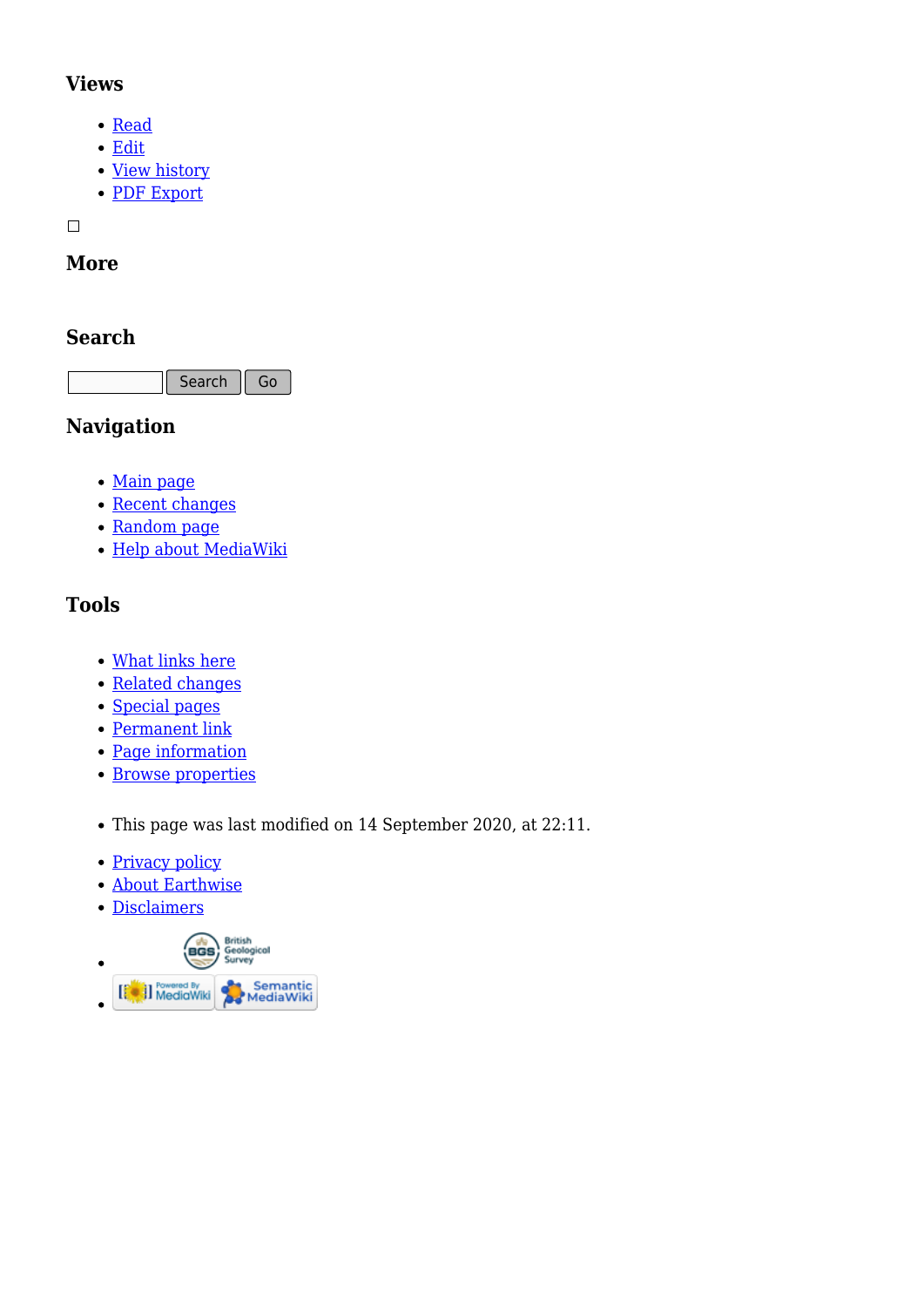### Views

- Read
- Edit
- View history
- PDF Export

☐

### More

### Search

Search Go

### Navigation

- Main page
- Recent changes
- Random page
- Help about MediaWiki

### Tools

- What links here
- Related changes
- Special pages
- Permanent link
- Page information
- Browse properties

- This page was last modified on 14 September 2020, at 22:11.

- Privacy policy
- About Earthwise
- Disclaimers